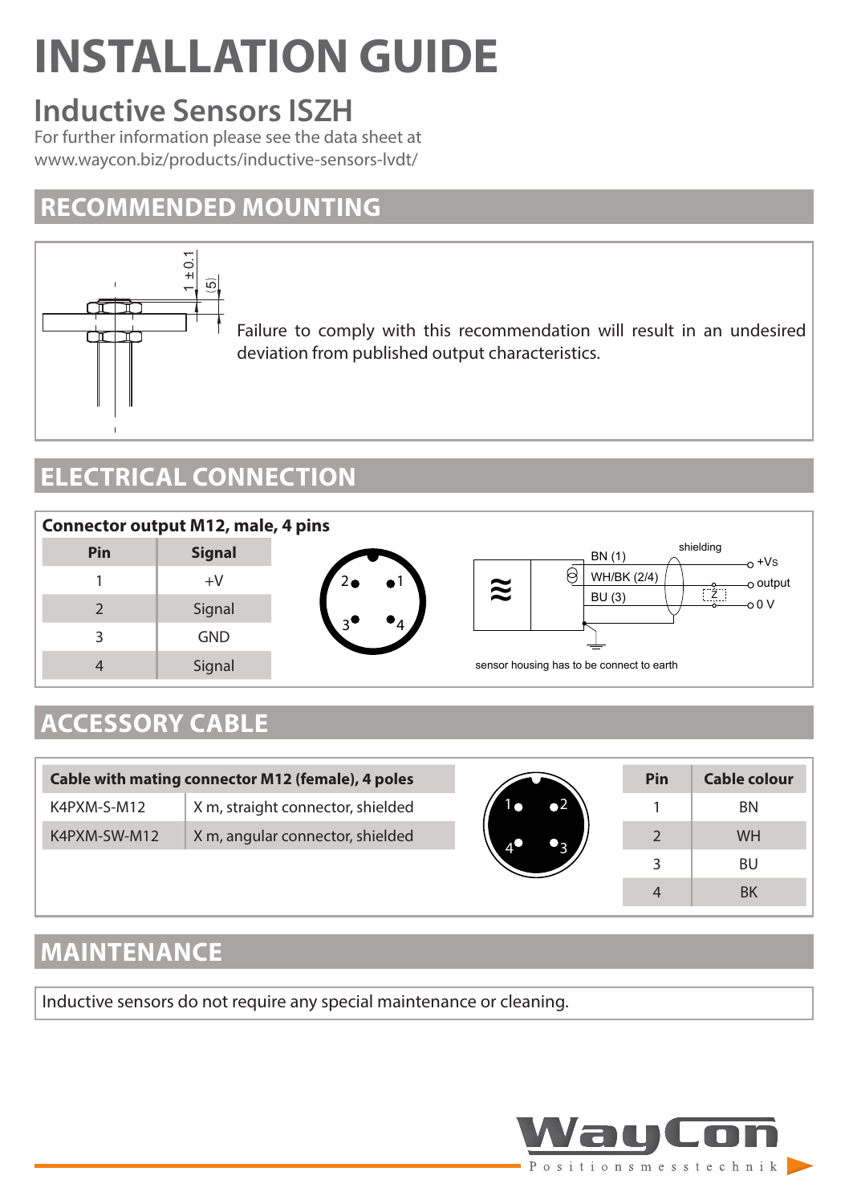# INSTALLATION GUIDE

## Inductive Sensors ISZH

For further information please see the data sheet at
www.waycon.biz/products/inductive-sensors-lvdt/

## RECOMMENDED MOUNTING

1 ±0.1
(5)

Failure to comply with this recommendation will result in an undesired deviation from published output characteristics.

## ELECTRICAL CONNECTION

**Connector output M12, male, 4 pins**

| Pin | Signal |
|---|---|
| 1 | +V |
| 2 | Signal |
| 3 | GND |
| 4 | Signal |

BN (1) — +Vs
WH/BK (2/4) — output
BU (3) — 0 V
shielding
Z

sensor housing has to be connect to earth

## ACCESSORY CABLE

| Cable with mating connector M12 (female), 4 poles | |
|---|---|
| K4PXM-S-M12 | X m, straight connector, shielded |
| K4PXM-SW-M12 | X m, angular connector, shielded |

| Pin | Cable colour |
|---|---|
| 1 | BN |
| 2 | WH |
| 3 | BU |
| 4 | BK |

## MAINTENANCE

Inductive sensors do not require any special maintenance or cleaning.

WayCon Positionsmesstechnik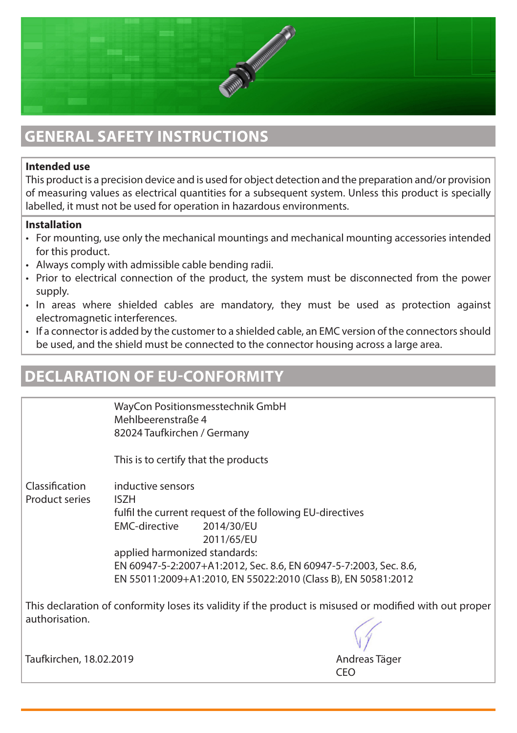# GENERAL SAFETY INSTRUCTIONS

**Intended use**

This product is a precision device and is used for object detection and the preparation and/or provision of measuring values as electrical quantities for a subsequent system. Unless this product is specially labelled, it must not be used for operation in hazardous environments.

**Installation**

- For mounting, use only the mechanical mountings and mechanical mounting accessories intended for this product.
- Always comply with admissible cable bending radii.
- Prior to electrical connection of the product, the system must be disconnected from the power supply.
- In areas where shielded cables are mandatory, they must be used as protection against electromagnetic interferences.
- If a connector is added by the customer to a shielded cable, an EMC version of the connectors should be used, and the shield must be connected to the connector housing across a large area.

# DECLARATION OF EU-CONFORMITY

WayCon Positionsmesstechnik GmbH
Mehlbeerenstraße 4
82024 Taufkirchen / Germany

This is to certify that the products

Classification: inductive sensors
Product series: ISZH

fulfil the current request of the following EU-directives

EMC-directive 2014/30/EU
2011/65/EU

applied harmonized standards:
EN 60947-5-2:2007+A1:2012, Sec. 8.6, EN 60947-5-7:2003, Sec. 8.6,
EN 55011:2009+A1:2010, EN 55022:2010 (Class B), EN 50581:2012

This declaration of conformity loses its validity if the product is misused or modified with out proper authorisation.

Taufkirchen, 18.02.2019

Andreas Täger
CEO